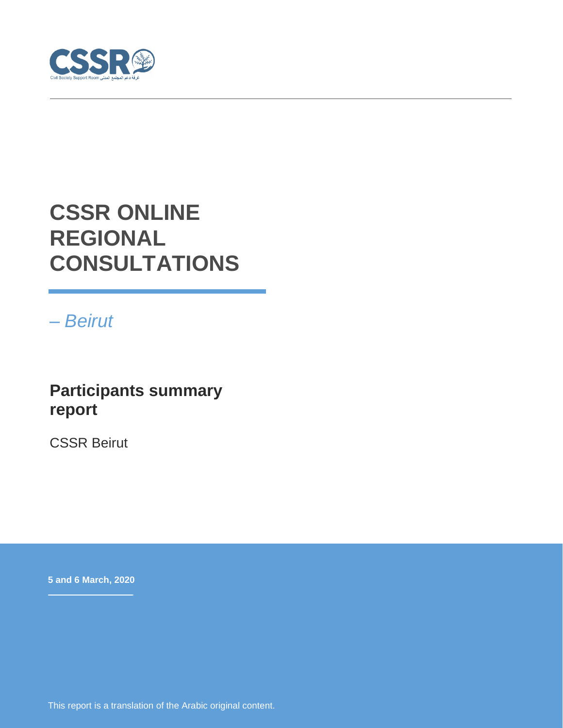# CSSR ONLINE REGIONAL CONSULTATIONS

*– Beirut*

## Participants summary report

CSSR Beirut

**5 and 6 March, 2020**

This report is a translation of the Arabic original content.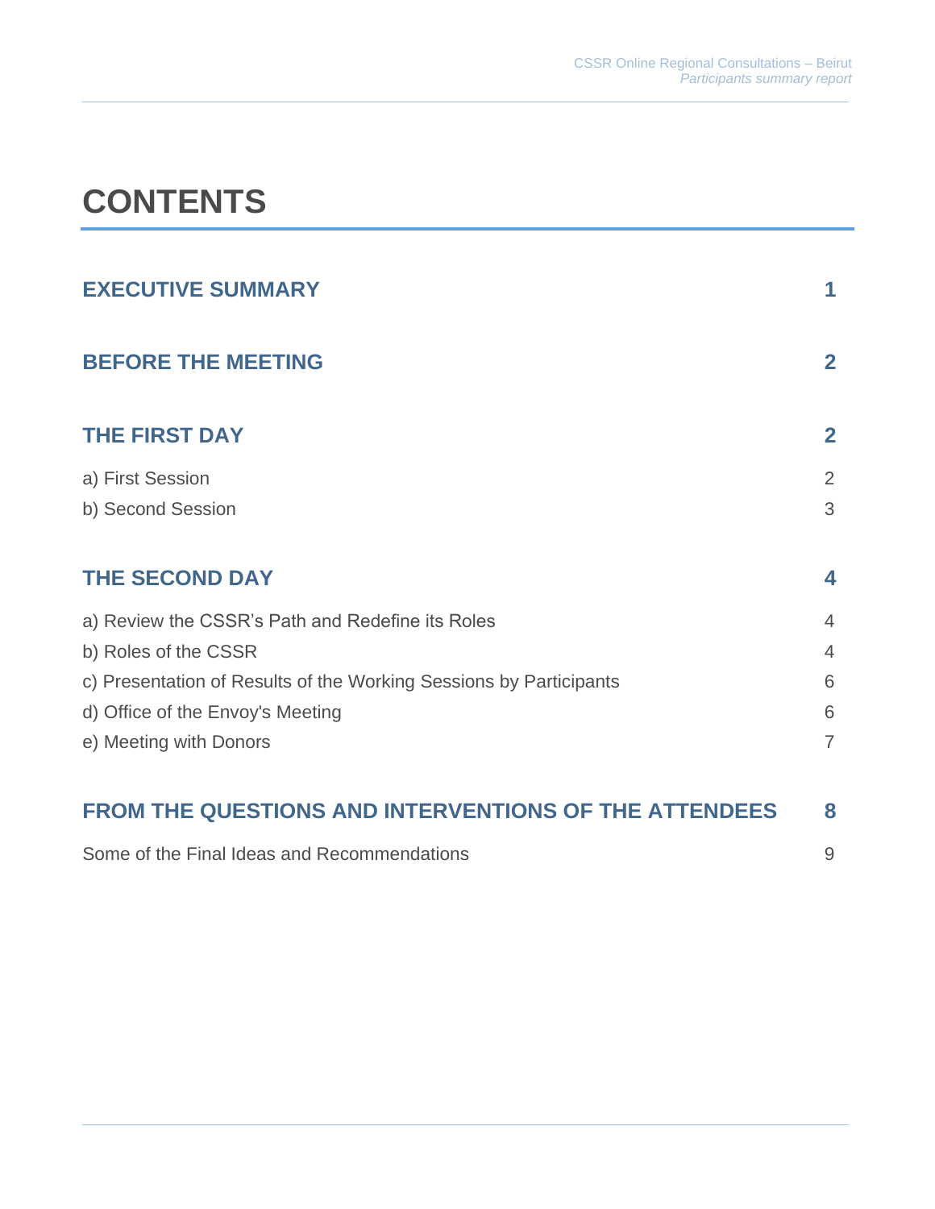# CONTENTS

| | |
|---|---|
| **EXECUTIVE SUMMARY** | **1** |
| **BEFORE THE MEETING** | **2** |
| **THE FIRST DAY** | **2** |
| a) First Session | 2 |
| b) Second Session | 3 |
| **THE SECOND DAY** | **4** |
| a) Review the CSSR's Path and Redefine its Roles | 4 |
| b) Roles of the CSSR | 4 |
| c) Presentation of Results of the Working Sessions by Participants | 6 |
| d) Office of the Envoy's Meeting | 6 |
| e) Meeting with Donors | 7 |
| **FROM THE QUESTIONS AND INTERVENTIONS OF THE ATTENDEES** | **8** |
| Some of the Final Ideas and Recommendations | 9 |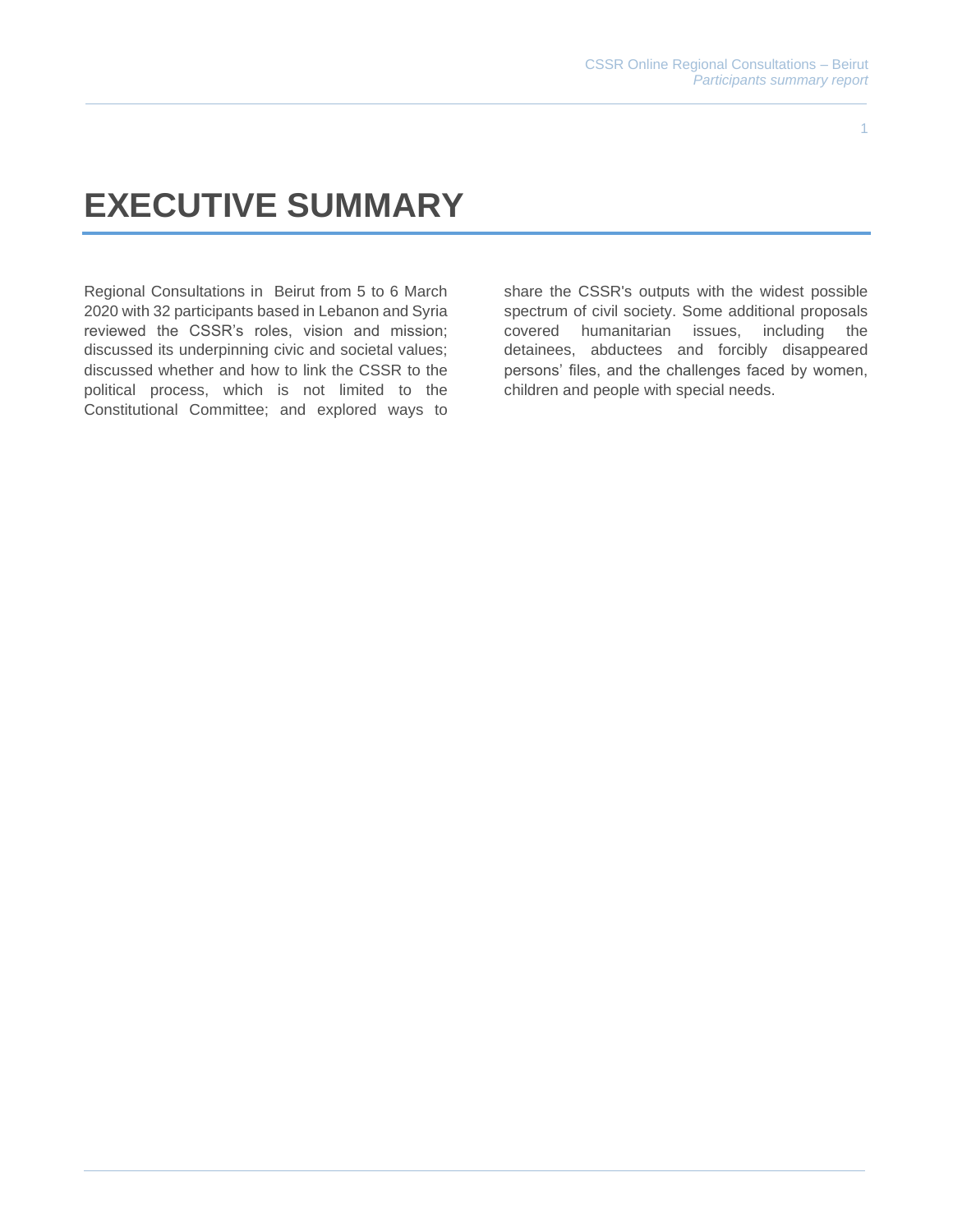# EXECUTIVE SUMMARY

Regional Consultations in Beirut from 5 to 6 March 2020 with 32 participants based in Lebanon and Syria reviewed the CSSR's roles, vision and mission; discussed its underpinning civic and societal values; discussed whether and how to link the CSSR to the political process, which is not limited to the Constitutional Committee; and explored ways to share the CSSR's outputs with the widest possible spectrum of civil society. Some additional proposals covered humanitarian issues, including the detainees, abductees and forcibly disappeared persons' files, and the challenges faced by women, children and people with special needs.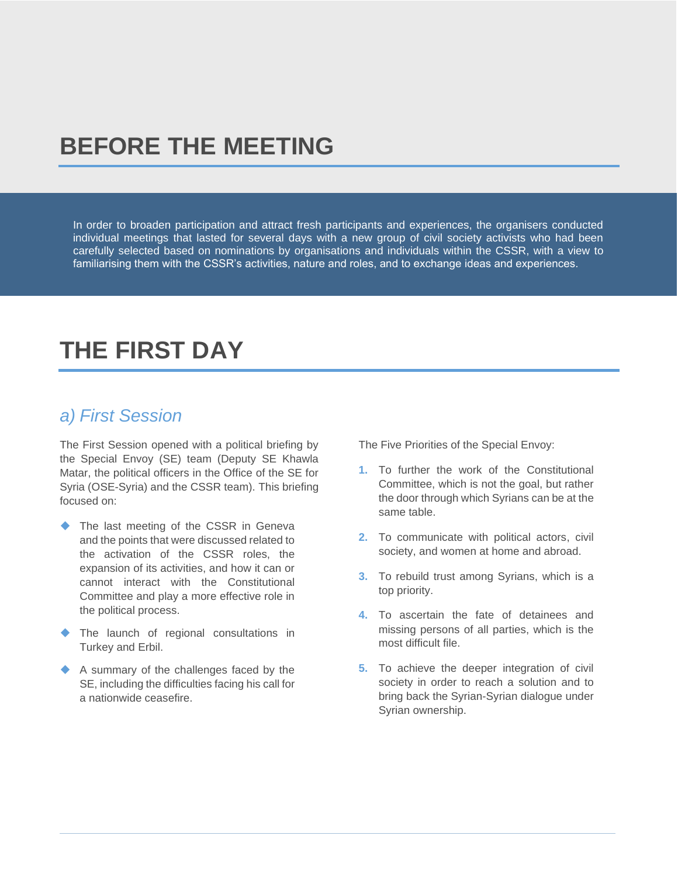# BEFORE THE MEETING

In order to broaden participation and attract fresh participants and experiences, the organisers conducted individual meetings that lasted for several days with a new group of civil society activists who had been carefully selected based on nominations by organisations and individuals within the CSSR, with a view to familiarising them with the CSSR's activities, nature and roles, and to exchange ideas and experiences.

# THE FIRST DAY

## *a) First Session*

The First Session opened with a political briefing by the Special Envoy (SE) team (Deputy SE Khawla Matar, the political officers in the Office of the SE for Syria (OSE-Syria) and the CSSR team). This briefing focused on:

- The last meeting of the CSSR in Geneva and the points that were discussed related to the activation of the CSSR roles, the expansion of its activities, and how it can or cannot interact with the Constitutional Committee and play a more effective role in the political process.
- The launch of regional consultations in Turkey and Erbil.
- A summary of the challenges faced by the SE, including the difficulties facing his call for a nationwide ceasefire.

The Five Priorities of the Special Envoy:

1. To further the work of the Constitutional Committee, which is not the goal, but rather the door through which Syrians can be at the same table.
2. To communicate with political actors, civil society, and women at home and abroad.
3. To rebuild trust among Syrians, which is a top priority.
4. To ascertain the fate of detainees and missing persons of all parties, which is the most difficult file.
5. To achieve the deeper integration of civil society in order to reach a solution and to bring back the Syrian-Syrian dialogue under Syrian ownership.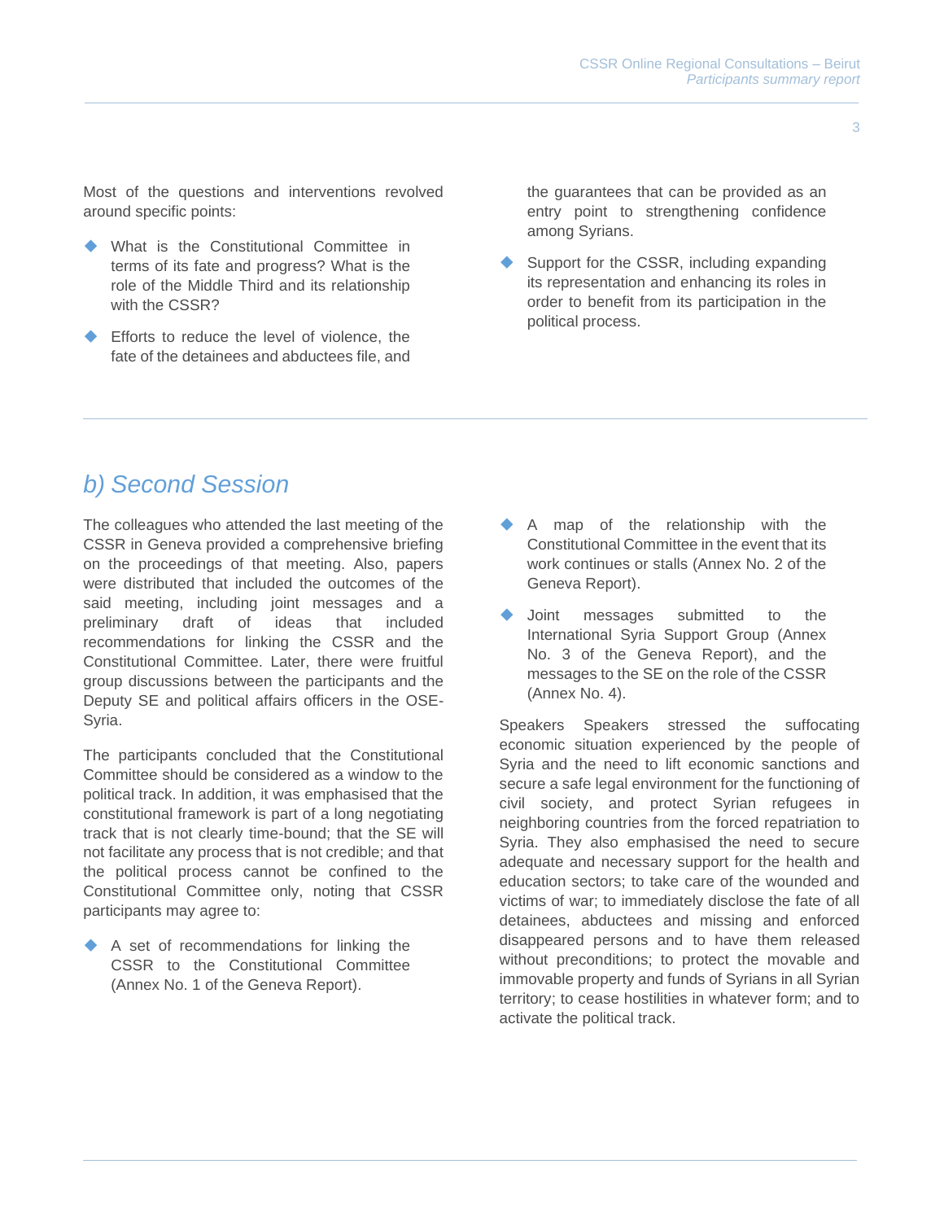Most of the questions and interventions revolved around specific points:

- What is the Constitutional Committee in terms of its fate and progress? What is the role of the Middle Third and its relationship with the CSSR?
- Efforts to reduce the level of violence, the fate of the detainees and abductees file, and the guarantees that can be provided as an entry point to strengthening confidence among Syrians.
- Support for the CSSR, including expanding its representation and enhancing its roles in order to benefit from its participation in the political process.

## *b) Second Session*

The colleagues who attended the last meeting of the CSSR in Geneva provided a comprehensive briefing on the proceedings of that meeting. Also, papers were distributed that included the outcomes of the said meeting, including joint messages and a preliminary draft of ideas that included recommendations for linking the CSSR and the Constitutional Committee. Later, there were fruitful group discussions between the participants and the Deputy SE and political affairs officers in the OSE-Syria.

The participants concluded that the Constitutional Committee should be considered as a window to the political track. In addition, it was emphasised that the constitutional framework is part of a long negotiating track that is not clearly time-bound; that the SE will not facilitate any process that is not credible; and that the political process cannot be confined to the Constitutional Committee only, noting that CSSR participants may agree to:

- A set of recommendations for linking the CSSR to the Constitutional Committee (Annex No. 1 of the Geneva Report).
- A map of the relationship with the Constitutional Committee in the event that its work continues or stalls (Annex No. 2 of the Geneva Report).
- Joint messages submitted to the International Syria Support Group (Annex No. 3 of the Geneva Report), and the messages to the SE on the role of the CSSR (Annex No. 4).

Speakers Speakers stressed the suffocating economic situation experienced by the people of Syria and the need to lift economic sanctions and secure a safe legal environment for the functioning of civil society, and protect Syrian refugees in neighboring countries from the forced repatriation to Syria. They also emphasised the need to secure adequate and necessary support for the health and education sectors; to take care of the wounded and victims of war; to immediately disclose the fate of all detainees, abductees and missing and enforced disappeared persons and to have them released without preconditions; to protect the movable and immovable property and funds of Syrians in all Syrian territory; to cease hostilities in whatever form; and to activate the political track.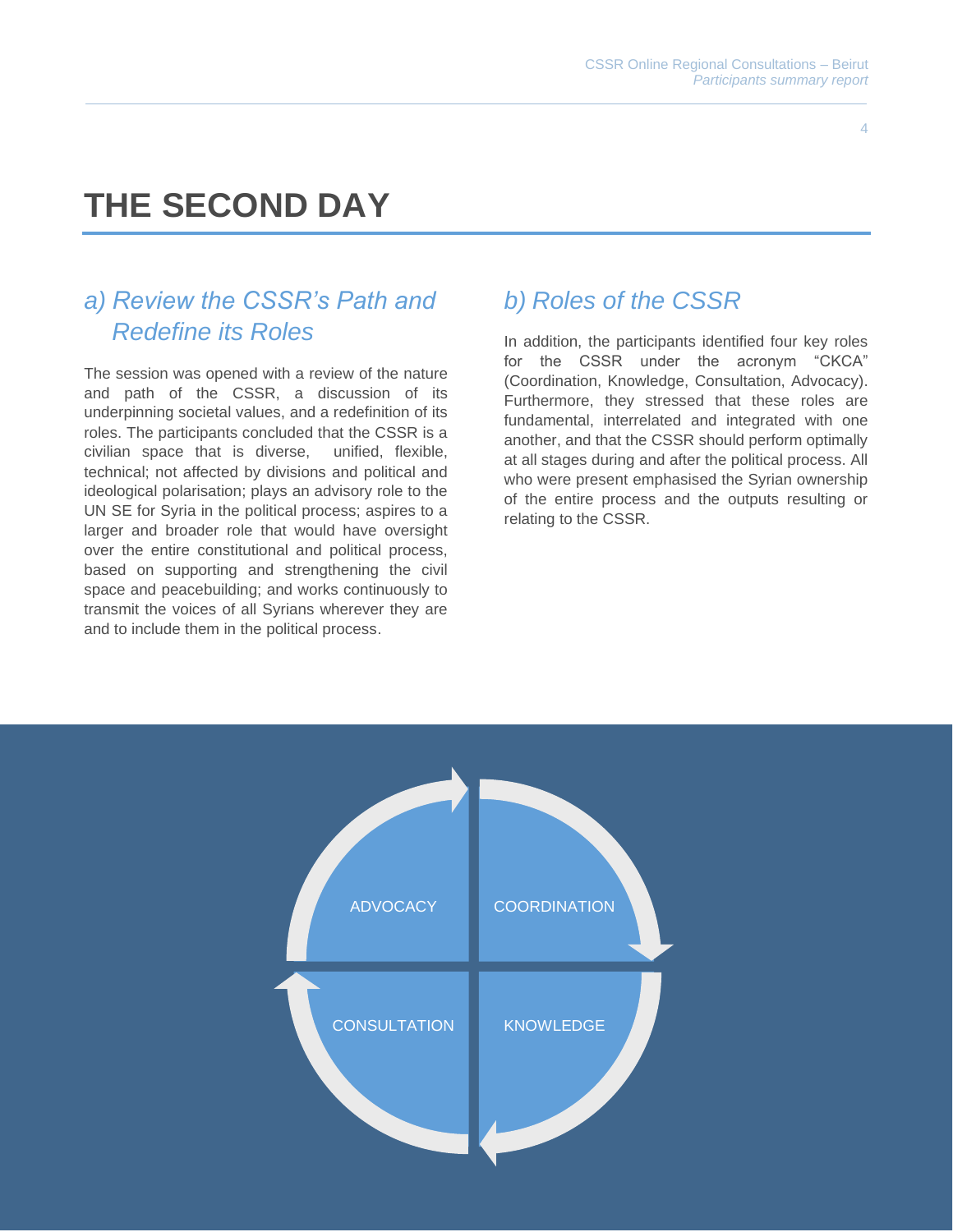# THE SECOND DAY

## a) Review the CSSR's Path and Redefine its Roles

The session was opened with a review of the nature and path of the CSSR, a discussion of its underpinning societal values, and a redefinition of its roles. The participants concluded that the CSSR is a civilian space that is diverse, unified, flexible, technical; not affected by divisions and political and ideological polarisation; plays an advisory role to the UN SE for Syria in the political process; aspires to a larger and broader role that would have oversight over the entire constitutional and political process, based on supporting and strengthening the civil space and peacebuilding; and works continuously to transmit the voices of all Syrians wherever they are and to include them in the political process.

## b) Roles of the CSSR

In addition, the participants identified four key roles for the CSSR under the acronym "CKCA" (Coordination, Knowledge, Consultation, Advocacy). Furthermore, they stressed that these roles are fundamental, interrelated and integrated with one another, and that the CSSR should perform optimally at all stages during and after the political process. All who were present emphasised the Syrian ownership of the entire process and the outputs resulting or relating to the CSSR.

ADVOCACY

COORDINATION

CONSULTATION

KNOWLEDGE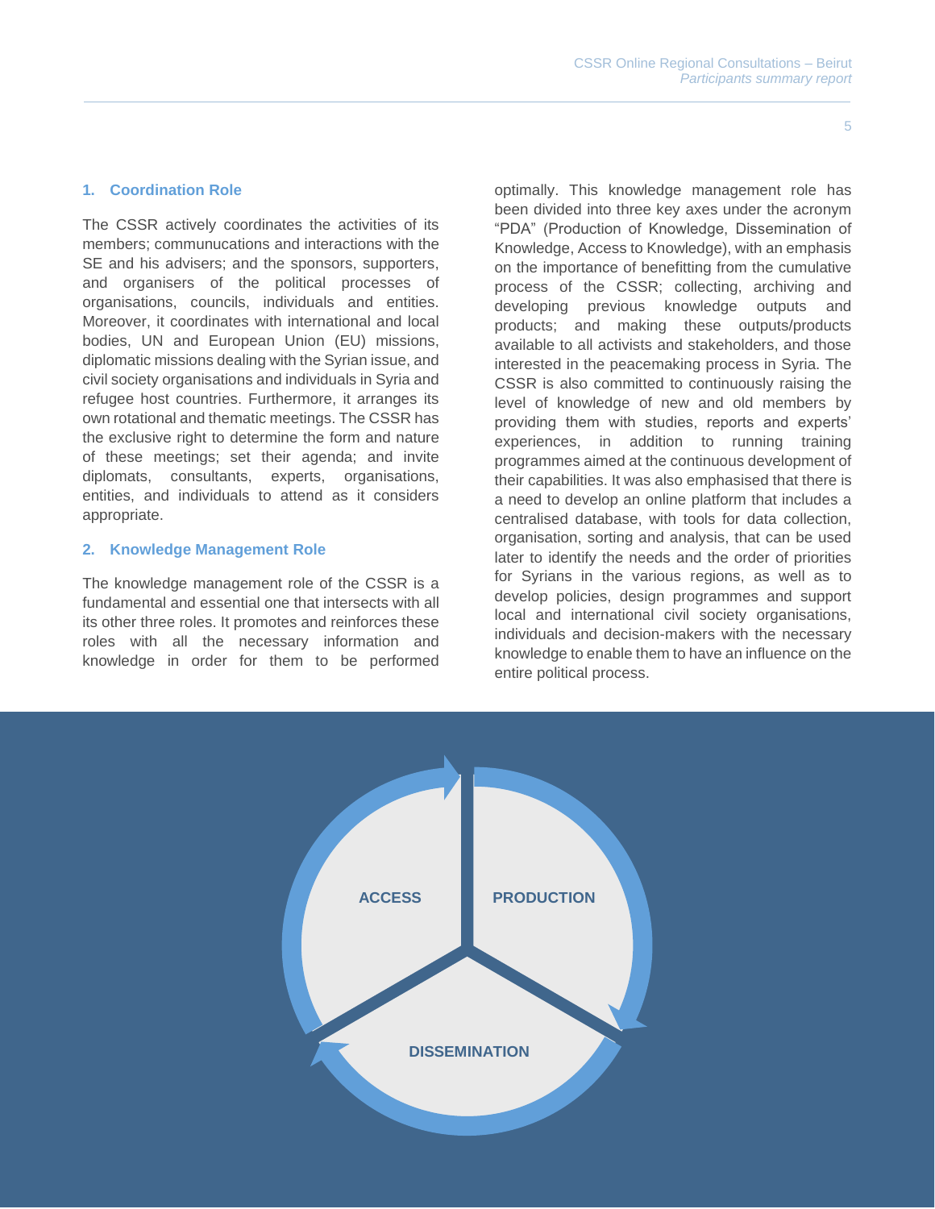## 1. Coordination Role

The CSSR actively coordinates the activities of its members; communucations and interactions with the SE and his advisers; and the sponsors, supporters, and organisers of the political processes of organisations, councils, individuals and entities. Moreover, it coordinates with international and local bodies, UN and European Union (EU) missions, diplomatic missions dealing with the Syrian issue, and civil society organisations and individuals in Syria and refugee host countries. Furthermore, it arranges its own rotational and thematic meetings. The CSSR has the exclusive right to determine the form and nature of these meetings; set their agenda; and invite diplomats, consultants, experts, organisations, entities, and individuals to attend as it considers appropriate.

## 2. Knowledge Management Role

The knowledge management role of the CSSR is a fundamental and essential one that intersects with all its other three roles. It promotes and reinforces these roles with all the necessary information and knowledge in order for them to be performed optimally. This knowledge management role has been divided into three key axes under the acronym "PDA" (Production of Knowledge, Dissemination of Knowledge, Access to Knowledge), with an emphasis on the importance of benefitting from the cumulative process of the CSSR; collecting, archiving and developing previous knowledge outputs and products; and making these outputs/products available to all activists and stakeholders, and those interested in the peacemaking process in Syria. The CSSR is also committed to continuously raising the level of knowledge of new and old members by providing them with studies, reports and experts' experiences, in addition to running training programmes aimed at the continuous development of their capabilities. It was also emphasised that there is a need to develop an online platform that includes a centralised database, with tools for data collection, organisation, sorting and analysis, that can be used later to identify the needs and the order of priorities for Syrians in the various regions, as well as to develop policies, design programmes and support local and international civil society organisations, individuals and decision-makers with the necessary knowledge to enable them to have an influence on the entire political process.

ACCESS

PRODUCTION

DISSEMINATION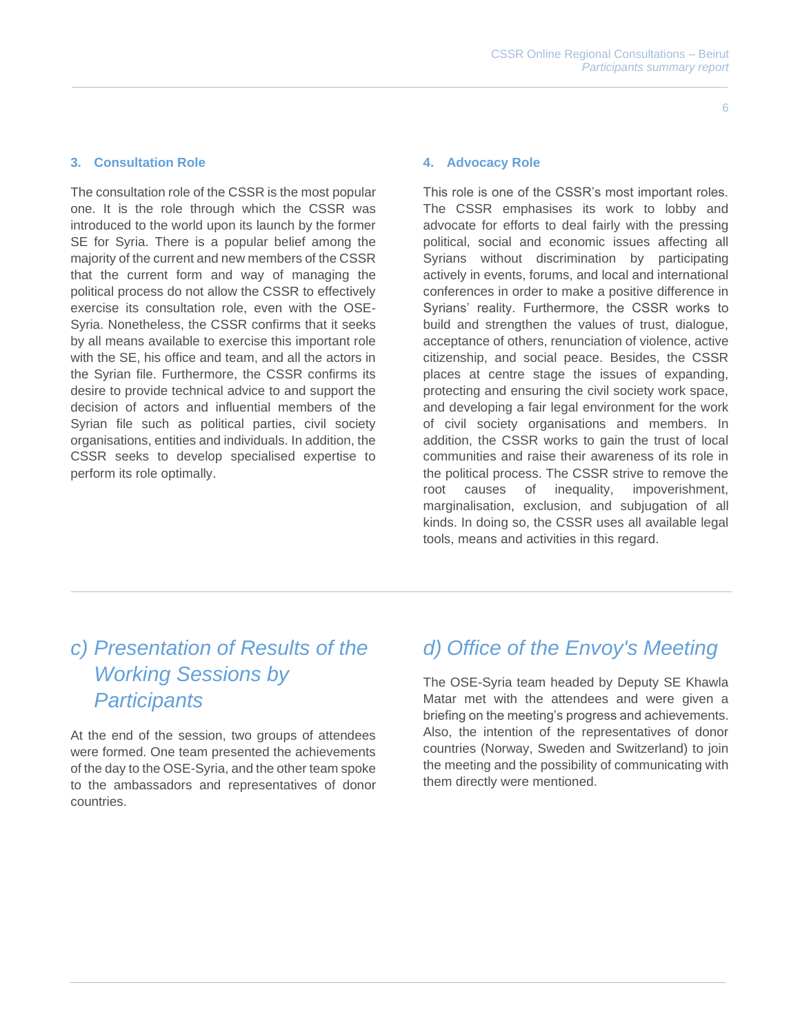### 3. Consultation Role

The consultation role of the CSSR is the most popular one. It is the role through which the CSSR was introduced to the world upon its launch by the former SE for Syria. There is a popular belief among the majority of the current and new members of the CSSR that the current form and way of managing the political process do not allow the CSSR to effectively exercise its consultation role, even with the OSE-Syria. Nonetheless, the CSSR confirms that it seeks by all means available to exercise this important role with the SE, his office and team, and all the actors in the Syrian file. Furthermore, the CSSR confirms its desire to provide technical advice to and support the decision of actors and influential members of the Syrian file such as political parties, civil society organisations, entities and individuals. In addition, the CSSR seeks to develop specialised expertise to perform its role optimally.

### 4. Advocacy Role

This role is one of the CSSR's most important roles. The CSSR emphasises its work to lobby and advocate for efforts to deal fairly with the pressing political, social and economic issues affecting all Syrians without discrimination by participating actively in events, forums, and local and international conferences in order to make a positive difference in Syrians' reality. Furthermore, the CSSR works to build and strengthen the values of trust, dialogue, acceptance of others, renunciation of violence, active citizenship, and social peace. Besides, the CSSR places at centre stage the issues of expanding, protecting and ensuring the civil society work space, and developing a fair legal environment for the work of civil society organisations and members. In addition, the CSSR works to gain the trust of local communities and raise their awareness of its role in the political process. The CSSR strive to remove the root causes of inequality, impoverishment, marginalisation, exclusion, and subjugation of all kinds. In doing so, the CSSR uses all available legal tools, means and activities in this regard.

## *c) Presentation of Results of the Working Sessions by Participants*

At the end of the session, two groups of attendees were formed. One team presented the achievements of the day to the OSE-Syria, and the other team spoke to the ambassadors and representatives of donor countries.

## *d) Office of the Envoy's Meeting*

The OSE-Syria team headed by Deputy SE Khawla Matar met with the attendees and were given a briefing on the meeting's progress and achievements. Also, the intention of the representatives of donor countries (Norway, Sweden and Switzerland) to join the meeting and the possibility of communicating with them directly were mentioned.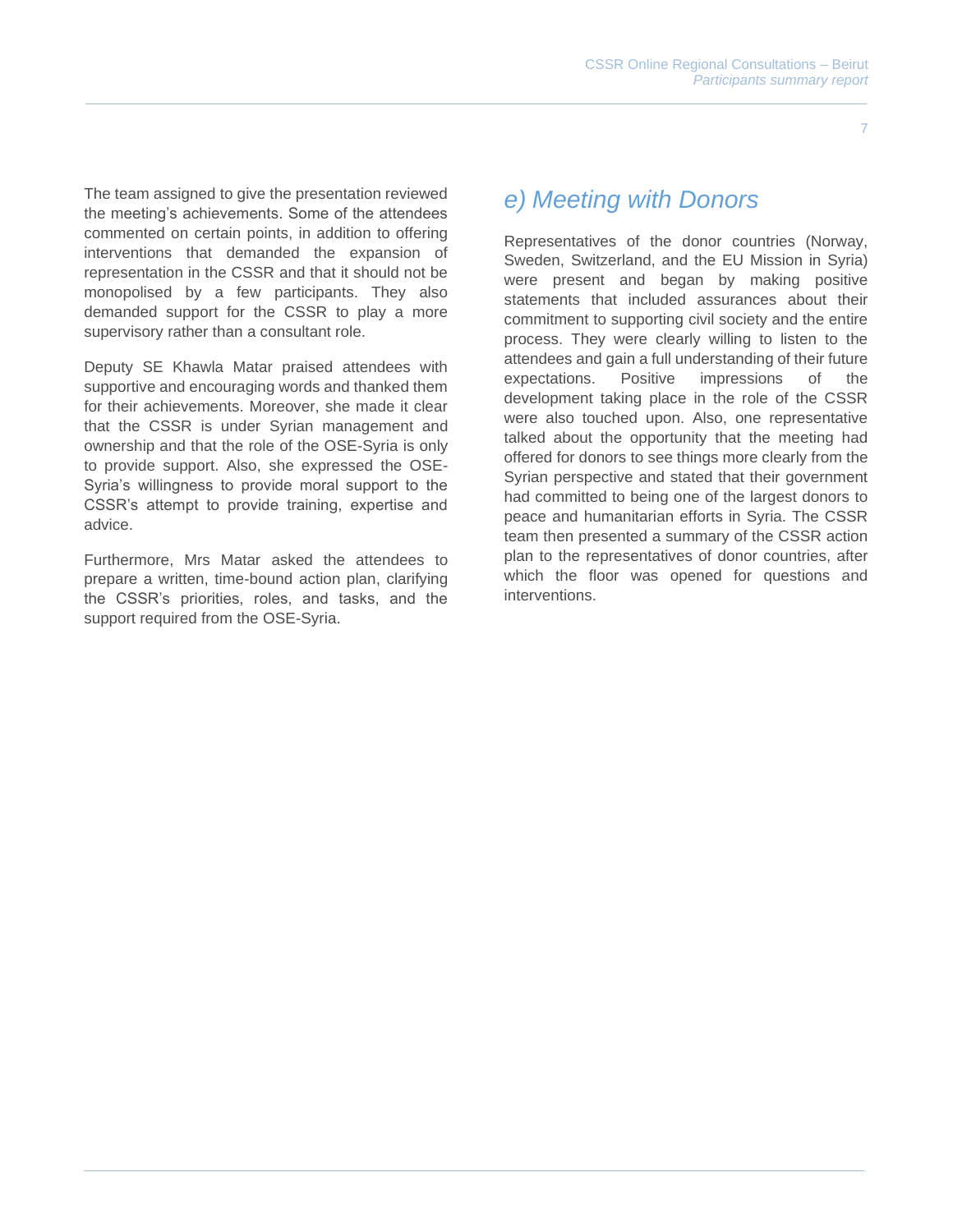The team assigned to give the presentation reviewed the meeting's achievements. Some of the attendees commented on certain points, in addition to offering interventions that demanded the expansion of representation in the CSSR and that it should not be monopolised by a few participants. They also demanded support for the CSSR to play a more supervisory rather than a consultant role.

Deputy SE Khawla Matar praised attendees with supportive and encouraging words and thanked them for their achievements. Moreover, she made it clear that the CSSR is under Syrian management and ownership and that the role of the OSE-Syria is only to provide support. Also, she expressed the OSE-Syria's willingness to provide moral support to the CSSR's attempt to provide training, expertise and advice.

Furthermore, Mrs Matar asked the attendees to prepare a written, time-bound action plan, clarifying the CSSR's priorities, roles, and tasks, and the support required from the OSE-Syria.

## *e) Meeting with Donors*

Representatives of the donor countries (Norway, Sweden, Switzerland, and the EU Mission in Syria) were present and began by making positive statements that included assurances about their commitment to supporting civil society and the entire process. They were clearly willing to listen to the attendees and gain a full understanding of their future expectations. Positive impressions of the development taking place in the role of the CSSR were also touched upon. Also, one representative talked about the opportunity that the meeting had offered for donors to see things more clearly from the Syrian perspective and stated that their government had committed to being one of the largest donors to peace and humanitarian efforts in Syria. The CSSR team then presented a summary of the CSSR action plan to the representatives of donor countries, after which the floor was opened for questions and interventions.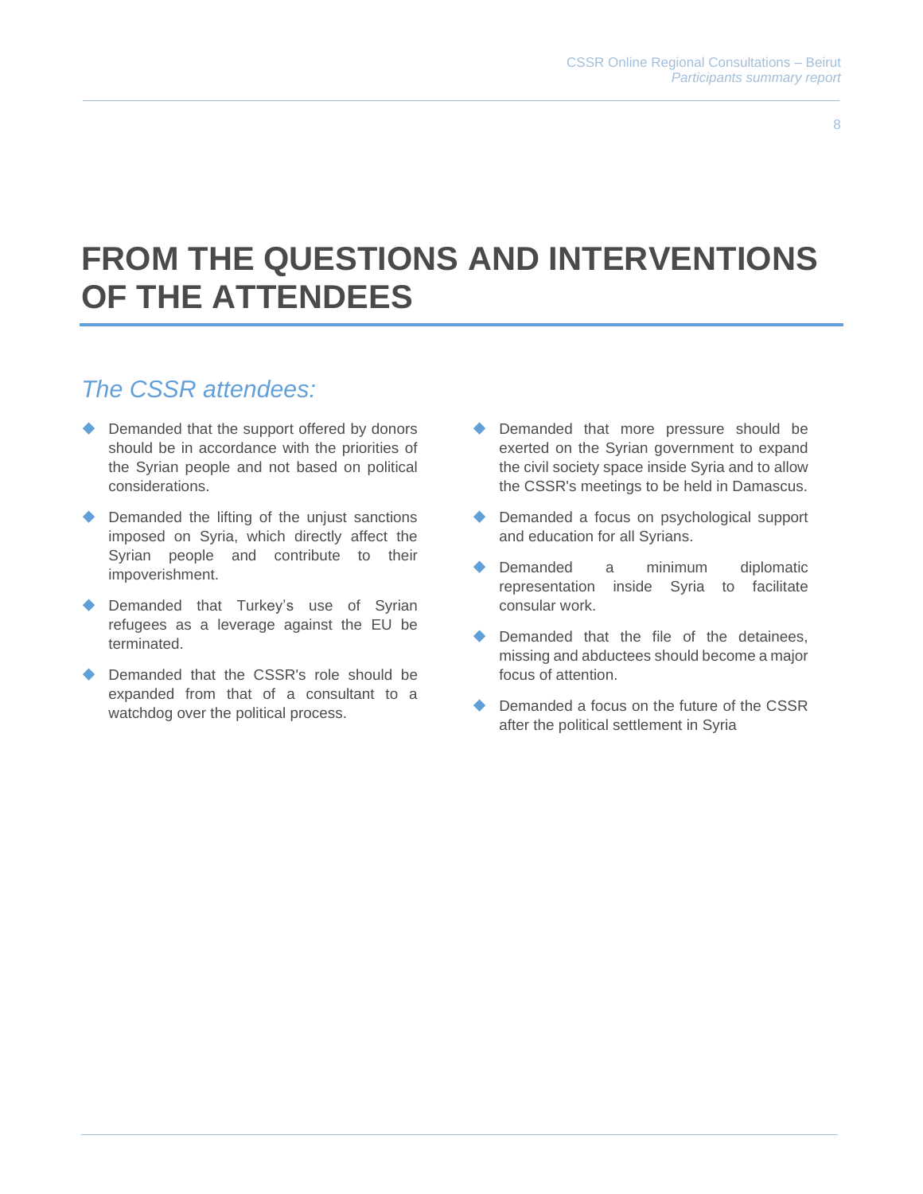# FROM THE QUESTIONS AND INTERVENTIONS OF THE ATTENDEES

## *The CSSR attendees:*

- Demanded that the support offered by donors should be in accordance with the priorities of the Syrian people and not based on political considerations.
- Demanded the lifting of the unjust sanctions imposed on Syria, which directly affect the Syrian people and contribute to their impoverishment.
- Demanded that Turkey's use of Syrian refugees as a leverage against the EU be terminated.
- Demanded that the CSSR's role should be expanded from that of a consultant to a watchdog over the political process.
- Demanded that more pressure should be exerted on the Syrian government to expand the civil society space inside Syria and to allow the CSSR's meetings to be held in Damascus.
- Demanded a focus on psychological support and education for all Syrians.
- Demanded a minimum diplomatic representation inside Syria to facilitate consular work.
- Demanded that the file of the detainees, missing and abductees should become a major focus of attention.
- Demanded a focus on the future of the CSSR after the political settlement in Syria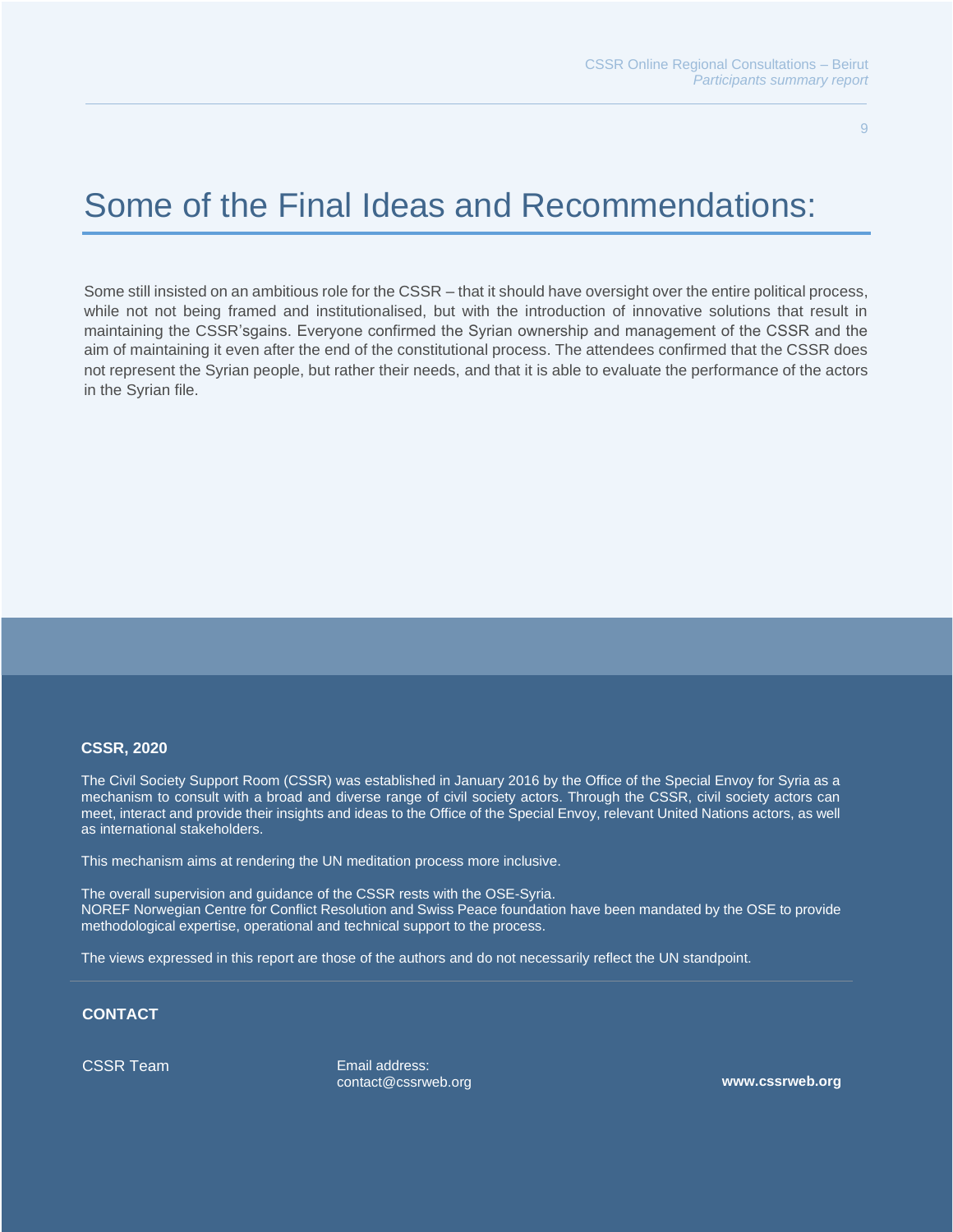# Some of the Final Ideas and Recommendations:

Some still insisted on an ambitious role for the CSSR – that it should have oversight over the entire political process, while not not being framed and institutionalised, but with the introduction of innovative solutions that result in maintaining the CSSR'sgains. Everyone confirmed the Syrian ownership and management of the CSSR and the aim of maintaining it even after the end of the constitutional process. The attendees confirmed that the CSSR does not represent the Syrian people, but rather their needs, and that it is able to evaluate the performance of the actors in the Syrian file.

**CSSR, 2020**

The Civil Society Support Room (CSSR) was established in January 2016 by the Office of the Special Envoy for Syria as a mechanism to consult with a broad and diverse range of civil society actors. Through the CSSR, civil society actors can meet, interact and provide their insights and ideas to the Office of the Special Envoy, relevant United Nations actors, as well as international stakeholders.

This mechanism aims at rendering the UN meditation process more inclusive.

The overall supervision and guidance of the CSSR rests with the OSE-Syria.
NOREF Norwegian Centre for Conflict Resolution and Swiss Peace foundation have been mandated by the OSE to provide methodological expertise, operational and technical support to the process.

The views expressed in this report are those of the authors and do not necessarily reflect the UN standpoint.

**CONTACT**

CSSR Team

Email address:
contact@cssrweb.org

**www.cssrweb.org**